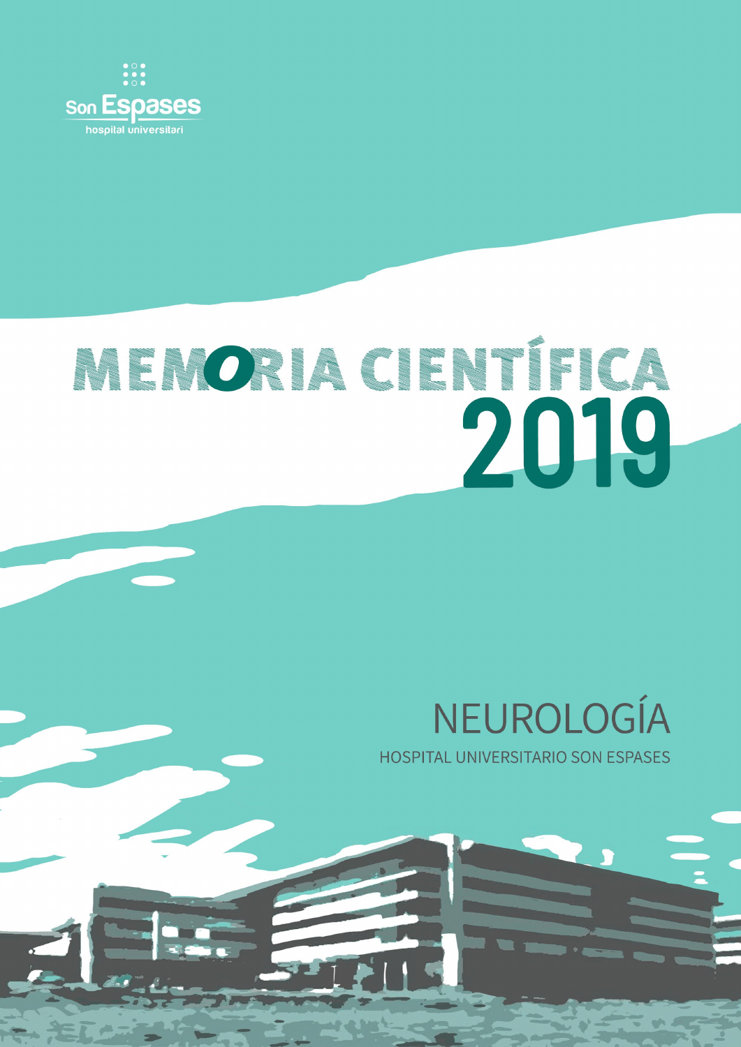Son Espases
hospital universitari

# MEMORIA CIENTÍFICA 2019

## NEUROLOGÍA

HOSPITAL UNIVERSITARIO SON ESPASES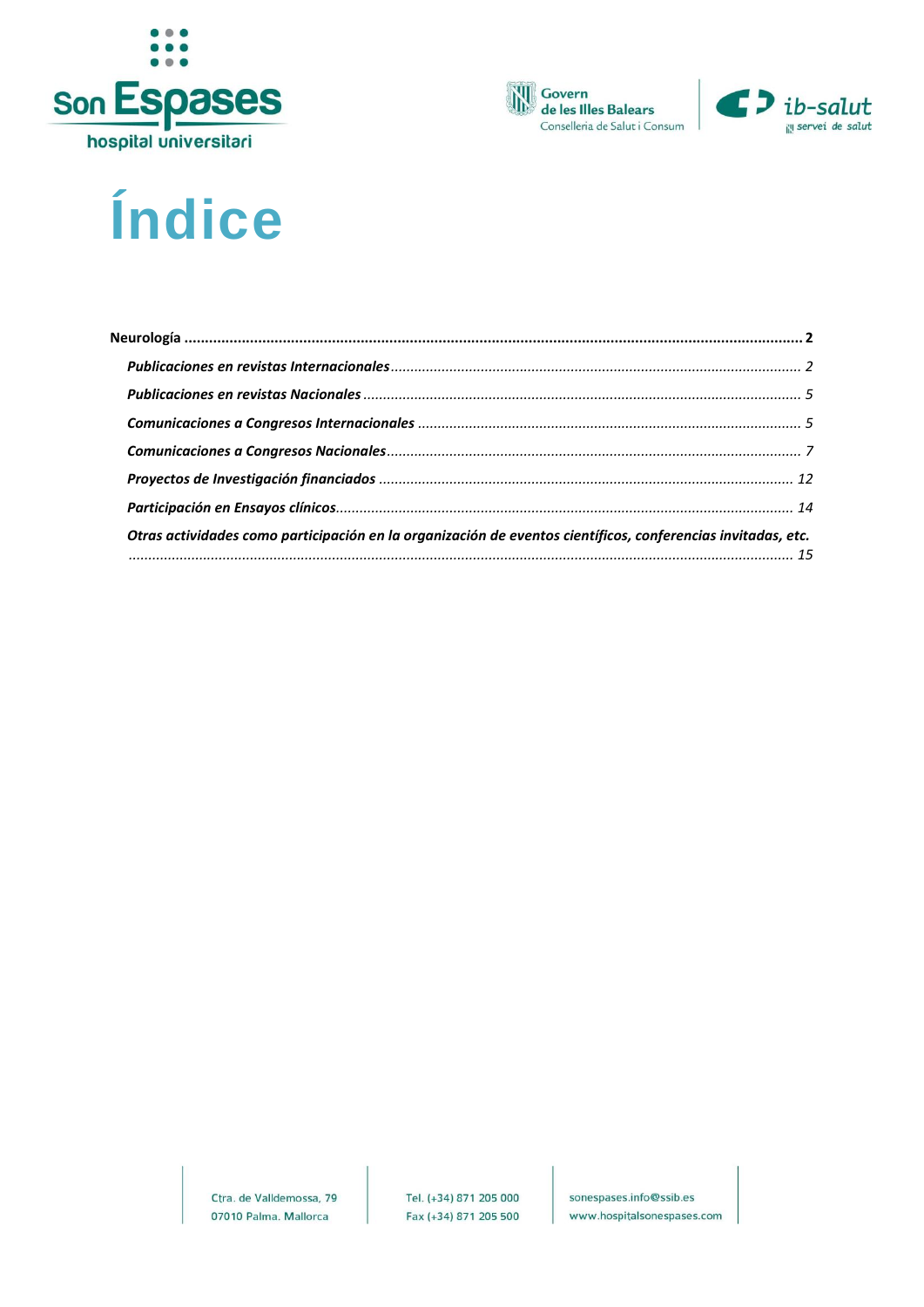# Índice

**Neurología** ........................................................................................................ **2**

*Publicaciones en revistas Internacionales* ........................................................................ *2*

*Publicaciones en revistas Nacionales* ............................................................................... *5*

*Comunicaciones a Congresos Internacionales* .................................................................. *5*

*Comunicaciones a Congresos Nacionales* ......................................................................... *7*

*Proyectos de Investigación financiados* ............................................................................ *12*

*Participación en Ensayos clínicos* ...................................................................................... *14*

*Otras actividades como participación en la organización de eventos científicos, conferencias invitadas, etc.* ........................................................................................................................ *15*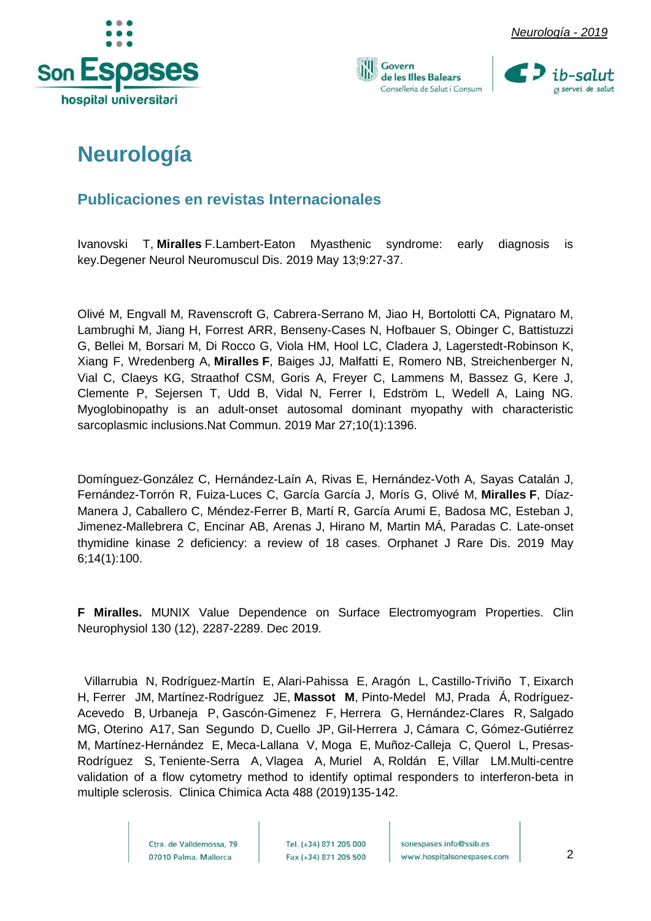# Neurología

## Publicaciones en revistas Internacionales

Ivanovski T, **Miralles** F.Lambert-Eaton Myasthenic syndrome: early diagnosis is key.Degener Neurol Neuromuscul Dis. 2019 May 13;9:27-37.

Olivé M, Engvall M, Ravenscroft G, Cabrera-Serrano M, Jiao H, Bortolotti CA, Pignataro M, Lambrughi M, Jiang H, Forrest ARR, Benseny-Cases N, Hofbauer S, Obinger C, Battistuzzi G, Bellei M, Borsari M, Di Rocco G, Viola HM, Hool LC, Cladera J, Lagerstedt-Robinson K, Xiang F, Wredenberg A, **Miralles F**, Baiges JJ, Malfatti E, Romero NB, Streichenberger N, Vial C, Claeys KG, Straathof CSM, Goris A, Freyer C, Lammens M, Bassez G, Kere J, Clemente P, Sejersen T, Udd B, Vidal N, Ferrer I, Edström L, Wedell A, Laing NG. Myoglobinopathy is an adult-onset autosomal dominant myopathy with characteristic sarcoplasmic inclusions.Nat Commun. 2019 Mar 27;10(1):1396.

Domínguez-González C, Hernández-Laín A, Rivas E, Hernández-Voth A, Sayas Catalán J, Fernández-Torrón R, Fuiza-Luces C, García García J, Morís G, Olivé M, **Miralles F**, Díaz-Manera J, Caballero C, Méndez-Ferrer B, Martí R, García Arumi E, Badosa MC, Esteban J, Jimenez-Mallebrera C, Encinar AB, Arenas J, Hirano M, Martin MÁ, Paradas C. Late-onset thymidine kinase 2 deficiency: a review of 18 cases. Orphanet J Rare Dis. 2019 May 6;14(1):100.

**F Miralles.** MUNIX Value Dependence on Surface Electromyogram Properties. Clin Neurophysiol 130 (12), 2287-2289. Dec 2019.

Villarrubia N, Rodríguez-Martín E, Alari-Pahissa E, Aragón L, Castillo-Triviño T, Eixarch H, Ferrer JM, Martínez-Rodríguez JE, **Massot M**, Pinto-Medel MJ, Prada Á, Rodríguez-Acevedo B, Urbaneja P, Gascón-Gimenez F, Herrera G, Hernández-Clares R, Salgado MG, Oterino A17, San Segundo D, Cuello JP, Gil-Herrera J, Cámara C, Gómez-Gutiérrez M, Martínez-Hernández E, Meca-Lallana V, Moga E, Muñoz-Calleja C, Querol L, Presas-Rodríguez S, Teniente-Serra A, Vlagea A, Muriel A, Roldán E, Villar LM.Multi-centre validation of a flow cytometry method to identify optimal responders to interferon-beta in multiple sclerosis. Clinica Chimica Acta 488 (2019)135-142.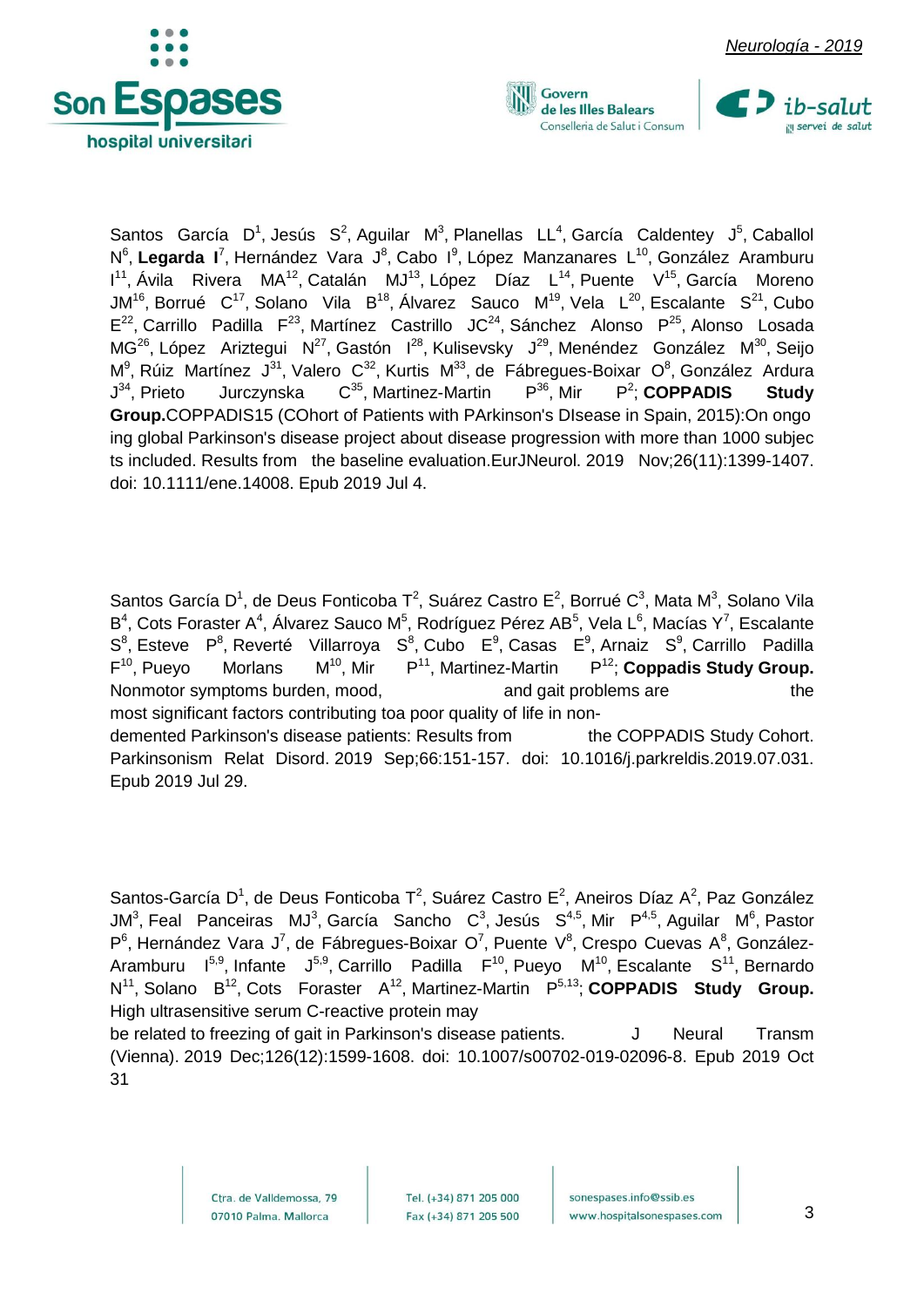Santos García D[1], Jesús S[2], Aguilar M[3], Planellas LL[4], García Caldentey J[5], Caballol N[6], **Legarda I**[7], Hernández Vara J[8], Cabo I[9], López Manzanares L[10], González Aramburu I[11], Ávila Rivera MA[12], Catalán MJ[13], López Díaz L[14], Puente V[15], García Moreno JM[16], Borrué C[17], Solano Vila B[18], Álvarez Sauco M[19], Vela L[20], Escalante S[21], Cubo E[22], Carrillo Padilla F[23], Martínez Castrillo JC[24], Sánchez Alonso P[25], Alonso Losada MG[26], López Ariztegui N[27], Gastón I[28], Kulisevsky J[29], Menéndez González M[30], Seijo M[9], Rúiz Martínez J[31], Valero C[32], Kurtis M[33], de Fábregues-Boixar O[8], González Ardura J[34], Prieto Jurczynska C[35], Martinez-Martin P[36], Mir P[2]; **COPPADIS Study Group.** COPPADIS15 (COhort of Patients with PArkinson's DIsease in Spain, 2015):On ongoing global Parkinson's disease project about disease progression with more than 1000 subjects included. Results from the baseline evaluation.EurJNeurol. 2019 Nov;26(11):1399-1407. doi: 10.1111/ene.14008. Epub 2019 Jul 4.

Santos García D[1], de Deus Fonticoba T[2], Suárez Castro E[2], Borrué C[3], Mata M[3], Solano Vila B[4], Cots Foraster A[4], Álvarez Sauco M[5], Rodríguez Pérez AB[5], Vela L[6], Macías Y[7], Escalante S[8], Esteve P[8], Reverté Villarroya S[8], Cubo E[9], Casas E[9], Arnaiz S[9], Carrillo Padilla F[10], Pueyo Morlans M[10], Mir P[11], Martinez-Martin P[12]; **Coppadis Study Group.** Nonmotor symptoms burden, mood, and gait problems are the most significant factors contributing toa poor quality of life in non-demented Parkinson's disease patients: Results from the COPPADIS Study Cohort. Parkinsonism Relat Disord. 2019 Sep;66:151-157. doi: 10.1016/j.parkreldis.2019.07.031. Epub 2019 Jul 29.

Santos-García D[1], de Deus Fonticoba T[2], Suárez Castro E[2], Aneiros Díaz A[2], Paz González JM[3], Feal Panceiras MJ[3], García Sancho C[3], Jesús S[4,5], Mir P[4,5], Aguilar M[6], Pastor P[6], Hernández Vara J[7], de Fábregues-Boixar O[7], Puente V[8], Crespo Cuevas A[8], González-Aramburu I[5,9], Infante J[5,9], Carrillo Padilla F[10], Pueyo M[10], Escalante S[11], Bernardo N[11], Solano B[12], Cots Foraster A[12], Martinez-Martin P[5,13]; **COPPADIS Study Group.** High ultrasensitive serum C-reactive protein may be related to freezing of gait in Parkinson's disease patients. J Neural Transm (Vienna). 2019 Dec;126(12):1599-1608. doi: 10.1007/s00702-019-02096-8. Epub 2019 Oct 31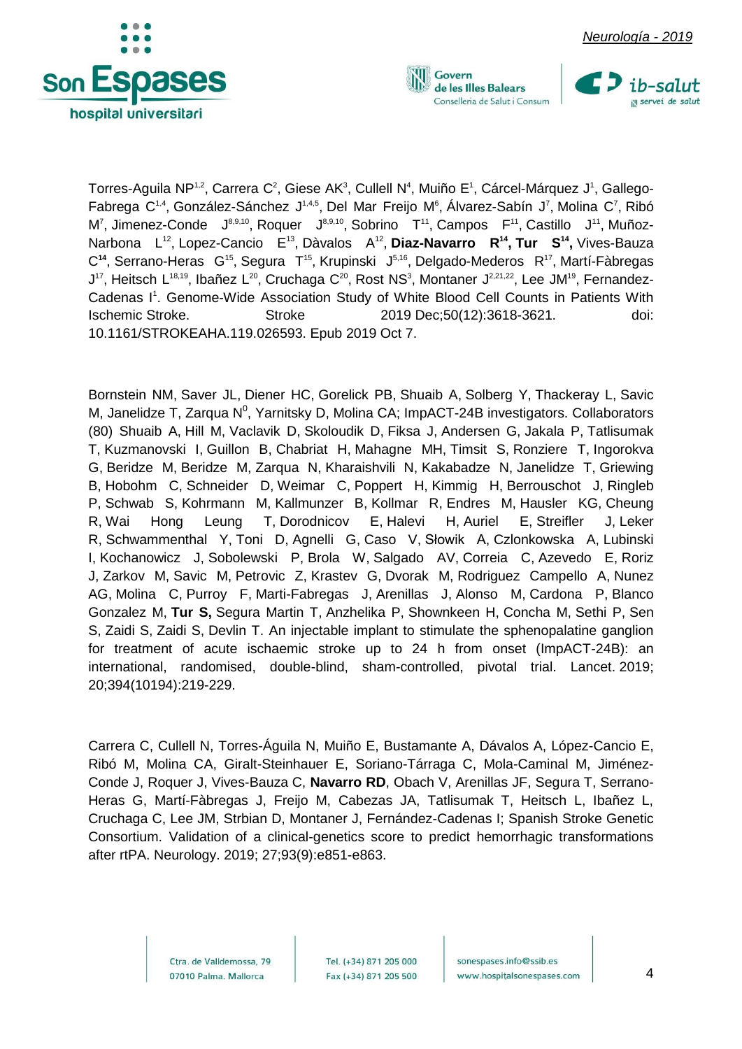Torres-Aguila NP[1,2], Carrera C[2], Giese AK[3], Cullell N[4], Muiño E[1], Cárcel-Márquez J[1], Gallego-Fabrega C[1,4], González-Sánchez J[1,4,5], Del Mar Freijo M[6], Álvarez-Sabín J[7], Molina C[7], Ribó M[7], Jimenez-Conde J[8,9,10], Roquer J[8,9,10], Sobrino T[11], Campos F[11], Castillo J[11], Muñoz-Narbona L[12], Lopez-Cancio E[13], Dàvalos A[12], **Diaz-Navarro R[14], Tur S[14],** Vives-Bauza C[**14**], Serrano-Heras G[15], Segura T[15], Krupinski J[5,16], Delgado-Mederos R[17], Martí-Fàbregas J[17], Heitsch L[18,19], Ibañez L[20], Cruchaga C[20], Rost NS[3], Montaner J[2,21,22], Lee JM[19], Fernandez-Cadenas I[1]. Genome-Wide Association Study of White Blood Cell Counts in Patients With Ischemic Stroke. Stroke 2019 Dec;50(12):3618-3621. doi: 10.1161/STROKEAHA.119.026593. Epub 2019 Oct 7.

Bornstein NM, Saver JL, Diener HC, Gorelick PB, Shuaib A, Solberg Y, Thackeray L, Savic M, Janelidze T, Zarqua N[0], Yarnitsky D, Molina CA; ImpACT-24B investigators. Collaborators (80) Shuaib A, Hill M, Vaclavik D, Skoloudik D, Fiksa J, Andersen G, Jakala P, Tatlisumak T, Kuzmanovski I, Guillon B, Chabriat H, Mahagne MH, Timsit S, Ronziere T, Ingorokva G, Beridze M, Beridze M, Zarqua N, Kharaishvili N, Kakabadze N, Janelidze T, Griewing B, Hobohm C, Schneider D, Weimar C, Poppert H, Kimmig H, Berrouschot J, Ringleb P, Schwab S, Kohrmann M, Kallmunzer B, Kollmar R, Endres M, Hausler KG, Cheung R, Wai Hong Leung T, Dorodnicov E, Halevi H, Auriel E, Streifler J, Leker R, Schwammenthal Y, Toni D, Agnelli G, Caso V, Słowik A, Czlonkowska A, Lubinski I, Kochanowicz J, Sobolewski P, Brola W, Salgado AV, Correia C, Azevedo E, Roriz J, Zarkov M, Savic M, Petrovic Z, Krastev G, Dvorak M, Rodriguez Campello A, Nunez AG, Molina C, Purroy F, Marti-Fabregas J, Arenillas J, Alonso M, Cardona P, Blanco Gonzalez M, **Tur S,** Segura Martin T, Anzhelika P, Shownkeen H, Concha M, Sethi P, Sen S, Zaidi S, Zaidi S, Devlin T. An injectable implant to stimulate the sphenopalatine ganglion for treatment of acute ischaemic stroke up to 24 h from onset (ImpACT-24B): an international, randomised, double-blind, sham-controlled, pivotal trial. Lancet. 2019; 20;394(10194):219-229.

Carrera C, Cullell N, Torres-Águila N, Muiño E, Bustamante A, Dávalos A, López-Cancio E, Ribó M, Molina CA, Giralt-Steinhauer E, Soriano-Tárraga C, Mola-Caminal M, Jiménez-Conde J, Roquer J, Vives-Bauza C, **Navarro RD**, Obach V, Arenillas JF, Segura T, Serrano-Heras G, Martí-Fàbregas J, Freijo M, Cabezas JA, Tatlisumak T, Heitsch L, Ibañez L, Cruchaga C, Lee JM, Strbian D, Montaner J, Fernández-Cadenas I; Spanish Stroke Genetic Consortium. Validation of a clinical-genetics score to predict hemorrhagic transformations after rtPA. Neurology. 2019; 27;93(9):e851-e863.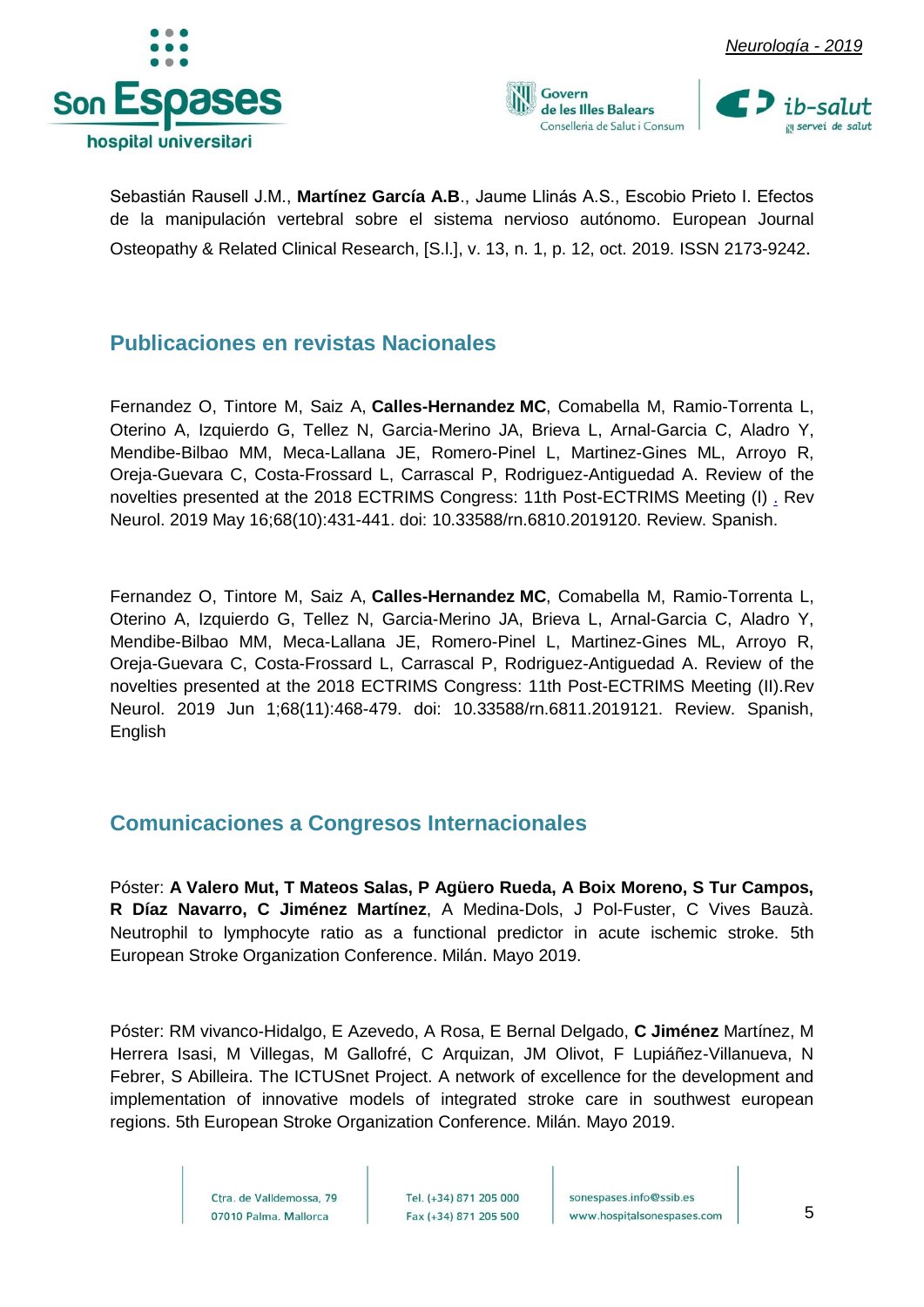Sebastián Rausell J.M., **Martínez García A.B**., Jaume Llinás A.S., Escobio Prieto I. Efectos de la manipulación vertebral sobre el sistema nervioso autónomo. European Journal Osteopathy & Related Clinical Research, [S.l.], v. 13, n. 1, p. 12, oct. 2019. ISSN 2173-9242.

## Publicaciones en revistas Nacionales

Fernandez O, Tintore M, Saiz A, **Calles-Hernandez MC**, Comabella M, Ramio-Torrenta L, Oterino A, Izquierdo G, Tellez N, Garcia-Merino JA, Brieva L, Arnal-Garcia C, Aladro Y, Mendibe-Bilbao MM, Meca-Lallana JE, Romero-Pinel L, Martinez-Gines ML, Arroyo R, Oreja-Guevara C, Costa-Frossard L, Carrascal P, Rodriguez-Antiguedad A. Review of the novelties presented at the 2018 ECTRIMS Congress: 11th Post-ECTRIMS Meeting (I) . Rev Neurol. 2019 May 16;68(10):431-441. doi: 10.33588/rn.6810.2019120. Review. Spanish.

Fernandez O, Tintore M, Saiz A, **Calles-Hernandez MC**, Comabella M, Ramio-Torrenta L, Oterino A, Izquierdo G, Tellez N, Garcia-Merino JA, Brieva L, Arnal-Garcia C, Aladro Y, Mendibe-Bilbao MM, Meca-Lallana JE, Romero-Pinel L, Martinez-Gines ML, Arroyo R, Oreja-Guevara C, Costa-Frossard L, Carrascal P, Rodriguez-Antiguedad A. Review of the novelties presented at the 2018 ECTRIMS Congress: 11th Post-ECTRIMS Meeting (II).Rev Neurol. 2019 Jun 1;68(11):468-479. doi: 10.33588/rn.6811.2019121. Review. Spanish, English

## Comunicaciones a Congresos Internacionales

Póster: **A Valero Mut, T Mateos Salas, P Agüero Rueda, A Boix Moreno, S Tur Campos, R Díaz Navarro, C Jiménez Martínez**, A Medina-Dols, J Pol-Fuster, C Vives Bauzà. Neutrophil to lymphocyte ratio as a functional predictor in acute ischemic stroke. 5th European Stroke Organization Conference. Milán. Mayo 2019.

Póster: RM vivanco-Hidalgo, E Azevedo, A Rosa, E Bernal Delgado, **C Jiménez** Martínez, M Herrera Isasi, M Villegas, M Gallofré, C Arquizan, JM Olivot, F Lupiáñez-Villanueva, N Febrer, S Abilleira. The ICTUSnet Project. A network of excellence for the development and implementation of innovative models of integrated stroke care in southwest european regions. 5th European Stroke Organization Conference. Milán. Mayo 2019.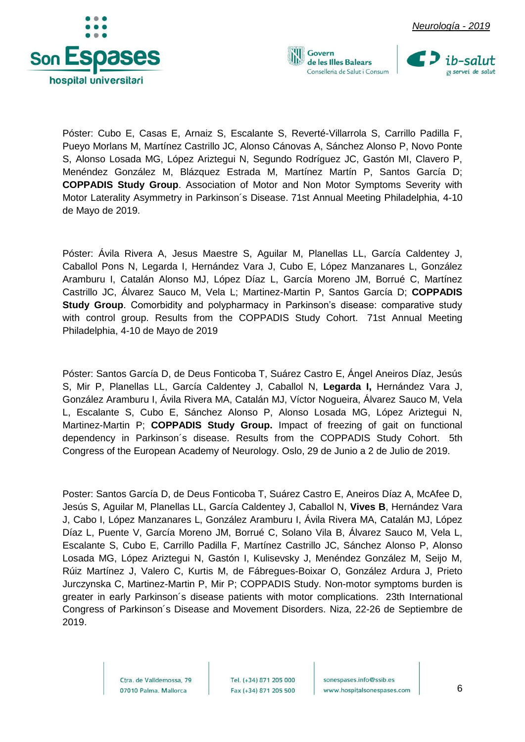Póster: Cubo E, Casas E, Arnaiz S, Escalante S, Reverté-Villarrola S, Carrillo Padilla F, Pueyo Morlans M, Martínez Castrillo JC, Alonso Cánovas A, Sánchez Alonso P, Novo Ponte S, Alonso Losada MG, López Ariztegui N, Segundo Rodríguez JC, Gastón MI, Clavero P, Menéndez González M, Blázquez Estrada M, Martínez Martín P, Santos García D; **COPPADIS Study Group**. Association of Motor and Non Motor Symptoms Severity with Motor Laterality Asymmetry in Parkinson´s Disease. 71st Annual Meeting Philadelphia, 4-10 de Mayo de 2019.

Póster: Ávila Rivera A, Jesus Maestre S, Aguilar M, Planellas LL, García Caldentey J, Caballol Pons N, Legarda I, Hernández Vara J, Cubo E, López Manzanares L, González Aramburu I, Catalán Alonso MJ, López Díaz L, García Moreno JM, Borrué C, Martínez Castrillo JC, Álvarez Sauco M, Vela L; Martinez-Martin P, Santos García D; **COPPADIS Study Group**. Comorbidity and polypharmacy in Parkinson's disease: comparative study with control group. Results from the COPPADIS Study Cohort. 71st Annual Meeting Philadelphia, 4-10 de Mayo de 2019

Póster: Santos García D, de Deus Fonticoba T, Suárez Castro E, Ángel Aneiros Díaz, Jesús S, Mir P, Planellas LL, García Caldentey J, Caballol N, **Legarda I,** Hernández Vara J, González Aramburu I, Ávila Rivera MA, Catalán MJ, Víctor Nogueira, Álvarez Sauco M, Vela L, Escalante S, Cubo E, Sánchez Alonso P, Alonso Losada MG, López Ariztegui N, Martinez-Martin P; **COPPADIS Study Group.** Impact of freezing of gait on functional dependency in Parkinson´s disease. Results from the COPPADIS Study Cohort. 5th Congress of the European Academy of Neurology. Oslo, 29 de Junio a 2 de Julio de 2019.

Poster: Santos García D, de Deus Fonticoba T, Suárez Castro E, Aneiros Díaz A, McAfee D, Jesús S, Aguilar M, Planellas LL, García Caldentey J, Caballol N, **Vives B**, Hernández Vara J, Cabo I, López Manzanares L, González Aramburu I, Ávila Rivera MA, Catalán MJ, López Díaz L, Puente V, García Moreno JM, Borrué C, Solano Vila B, Álvarez Sauco M, Vela L, Escalante S, Cubo E, Carrillo Padilla F, Martínez Castrillo JC, Sánchez Alonso P, Alonso Losada MG, López Ariztegui N, Gastón I, Kulisevsky J, Menéndez González M, Seijo M, Rúiz Martínez J, Valero C, Kurtis M, de Fábregues-Boixar O, González Ardura J, Prieto Jurczynska C, Martinez-Martin P, Mir P; COPPADIS Study. Non-motor symptoms burden is greater in early Parkinson´s disease patients with motor complications. 23th International Congress of Parkinson´s Disease and Movement Disorders. Niza, 22-26 de Septiembre de 2019.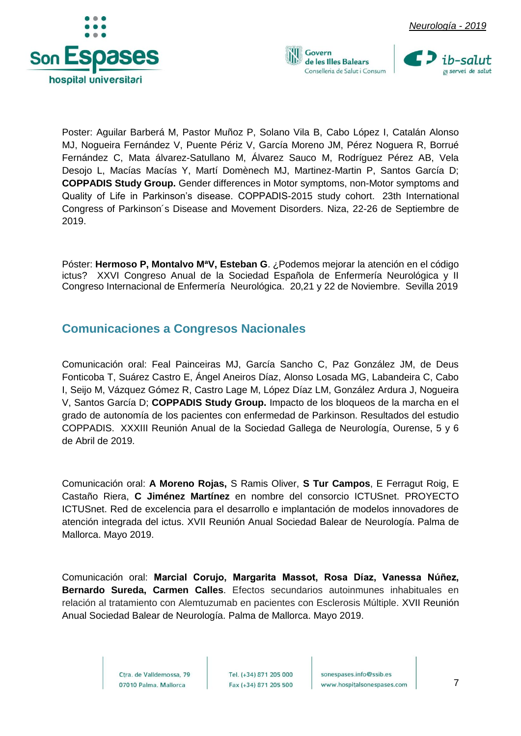Poster: Aguilar Barberá M, Pastor Muñoz P, Solano Vila B, Cabo López I, Catalán Alonso MJ, Nogueira Fernández V, Puente Périz V, García Moreno JM, Pérez Noguera R, Borrué Fernández C, Mata álvarez-Satullano M, Álvarez Sauco M, Rodríguez Pérez AB, Vela Desojo L, Macías Macías Y, Martí Domènech MJ, Martinez-Martin P, Santos García D; **COPPADIS Study Group.** Gender differences in Motor symptoms, non-Motor symptoms and Quality of Life in Parkinson's disease. COPPADIS-2015 study cohort. 23th International Congress of Parkinson´s Disease and Movement Disorders. Niza, 22-26 de Septiembre de 2019.

Póster: **Hermoso P, Montalvo MªV, Esteban G**. ¿Podemos mejorar la atención en el código ictus? XXVI Congreso Anual de la Sociedad Española de Enfermería Neurológica y II Congreso Internacional de Enfermería Neurológica. 20,21 y 22 de Noviembre. Sevilla 2019

## Comunicaciones a Congresos Nacionales

Comunicación oral: Feal Painceiras MJ, García Sancho C, Paz González JM, de Deus Fonticoba T, Suárez Castro E, Ángel Aneiros Díaz, Alonso Losada MG, Labandeira C, Cabo I, Seijo M, Vázquez Gómez R, Castro Lage M, López Díaz LM, González Ardura J, Nogueira V, Santos García D; **COPPADIS Study Group.** Impacto de los bloqueos de la marcha en el grado de autonomía de los pacientes con enfermedad de Parkinson. Resultados del estudio COPPADIS. XXXIII Reunión Anual de la Sociedad Gallega de Neurología, Ourense, 5 y 6 de Abril de 2019.

Comunicación oral: **A Moreno Rojas,** S Ramis Oliver, **S Tur Campos**, E Ferragut Roig, E Castaño Riera, **C Jiménez Martínez** en nombre del consorcio ICTUSnet. PROYECTO ICTUSnet. Red de excelencia para el desarrollo e implantación de modelos innovadores de atención integrada del ictus. XVII Reunión Anual Sociedad Balear de Neurología. Palma de Mallorca. Mayo 2019.

Comunicación oral: **Marcial Corujo, Margarita Massot, Rosa Díaz, Vanessa Núñez, Bernardo Sureda, Carmen Calles**. Efectos secundarios autoinmunes inhabituales en relación al tratamiento con Alemtuzumab en pacientes con Esclerosis Múltiple. XVII Reunión Anual Sociedad Balear de Neurología. Palma de Mallorca. Mayo 2019.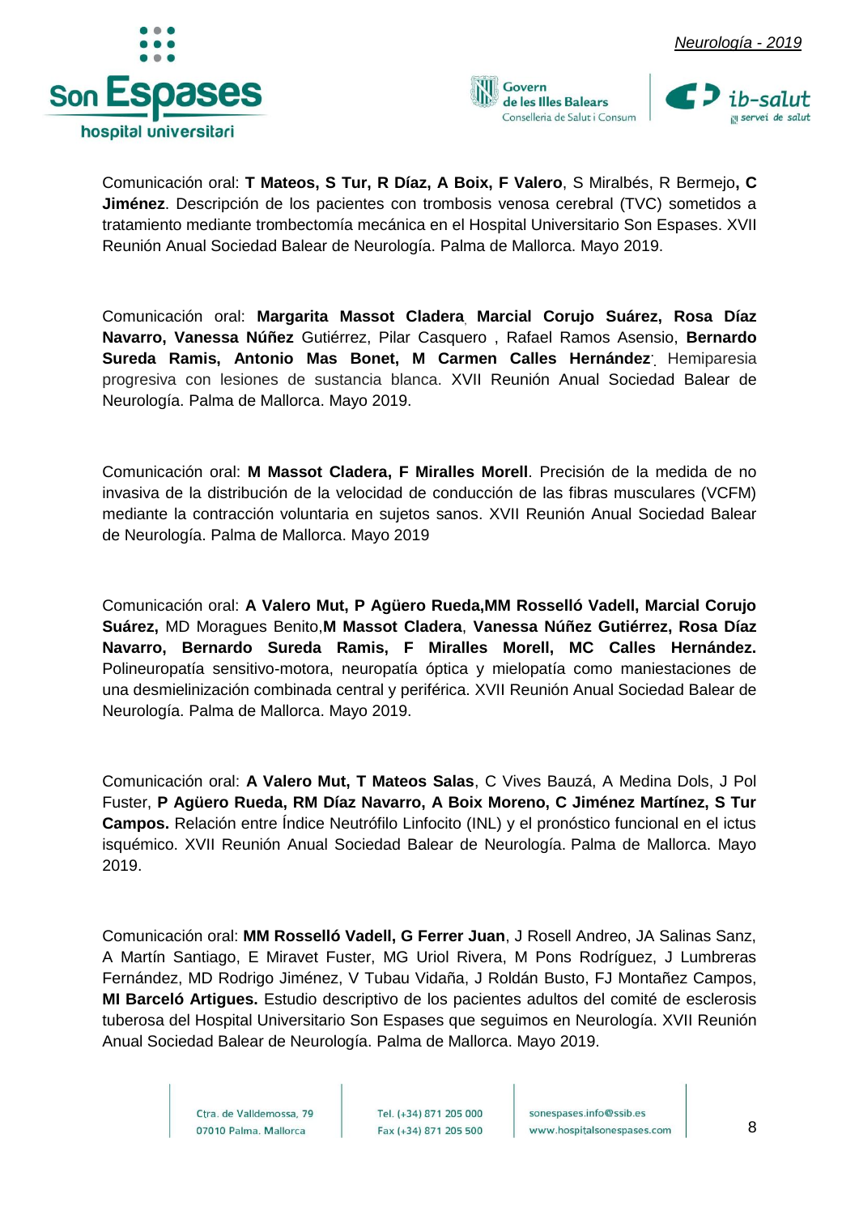Comunicación oral: **T Mateos, S Tur, R Díaz, A Boix, F Valero**, S Miralbés, R Bermejo**, C Jiménez**. Descripción de los pacientes con trombosis venosa cerebral (TVC) sometidos a tratamiento mediante trombectomía mecánica en el Hospital Universitario Son Espases. XVII Reunión Anual Sociedad Balear de Neurología. Palma de Mallorca. Mayo 2019.

Comunicación oral: **Margarita Massot Cladera, Marcial Corujo Suárez, Rosa Díaz Navarro, Vanessa Núñez** Gutiérrez, Pilar Casquero , Rafael Ramos Asensio, **Bernardo Sureda Ramis, Antonio Mas Bonet, M Carmen Calles Hernández**. Hemiparesia progresiva con lesiones de sustancia blanca. XVII Reunión Anual Sociedad Balear de Neurología. Palma de Mallorca. Mayo 2019.

Comunicación oral: **M Massot Cladera, F Miralles Morell**. Precisión de la medida de no invasiva de la distribución de la velocidad de conducción de las fibras musculares (VCFM) mediante la contracción voluntaria en sujetos sanos. XVII Reunión Anual Sociedad Balear de Neurología. Palma de Mallorca. Mayo 2019

Comunicación oral: **A Valero Mut, P Agüero Rueda,MM Rosselló Vadell, Marcial Corujo Suárez,** MD Moragues Benito,**M Massot Cladera**, **Vanessa Núñez Gutiérrez, Rosa Díaz Navarro, Bernardo Sureda Ramis, F Miralles Morell, MC Calles Hernández.** Polineuropatía sensitivo-motora, neuropatía óptica y mielopatía como maniestaciones de una desmielinización combinada central y periférica. XVII Reunión Anual Sociedad Balear de Neurología. Palma de Mallorca. Mayo 2019.

Comunicación oral: **A Valero Mut, T Mateos Salas**, C Vives Bauzá, A Medina Dols, J Pol Fuster, **P Agüero Rueda, RM Díaz Navarro, A Boix Moreno, C Jiménez Martínez, S Tur Campos.** Relación entre Índice Neutrófilo Linfocito (INL) y el pronóstico funcional en el ictus isquémico. XVII Reunión Anual Sociedad Balear de Neurología. Palma de Mallorca. Mayo 2019.

Comunicación oral: **MM Rosselló Vadell, G Ferrer Juan**, J Rosell Andreo, JA Salinas Sanz, A Martín Santiago, E Miravet Fuster, MG Uriol Rivera, M Pons Rodríguez, J Lumbreras Fernández, MD Rodrigo Jiménez, V Tubau Vidaña, J Roldán Busto, FJ Montañez Campos, **MI Barceló Artigues.** Estudio descriptivo de los pacientes adultos del comité de esclerosis tuberosa del Hospital Universitario Son Espases que seguimos en Neurología. XVII Reunión Anual Sociedad Balear de Neurología. Palma de Mallorca. Mayo 2019.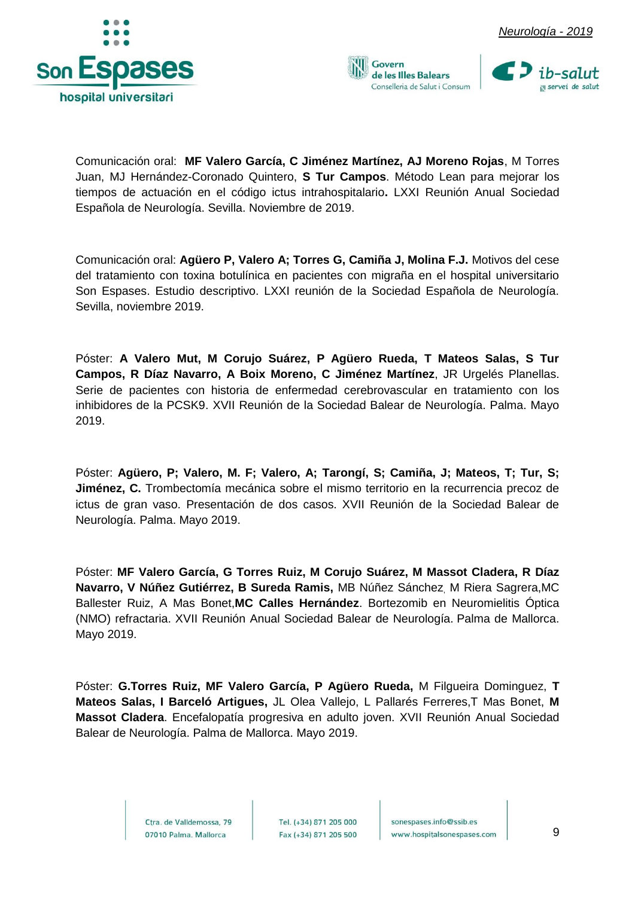Comunicación oral: **MF Valero García, C Jiménez Martínez, AJ Moreno Rojas**, M Torres Juan, MJ Hernández-Coronado Quintero, **S Tur Campos**. Método Lean para mejorar los tiempos de actuación en el código ictus intrahospitalario**.** LXXI Reunión Anual Sociedad Española de Neurología. Sevilla. Noviembre de 2019.

Comunicación oral: **Agüero P, Valero A; Torres G, Camiña J, Molina F.J.** Motivos del cese del tratamiento con toxina botulínica en pacientes con migraña en el hospital universitario Son Espases. Estudio descriptivo. LXXI reunión de la Sociedad Española de Neurología. Sevilla, noviembre 2019.

Póster: **A Valero Mut, M Corujo Suárez, P Agüero Rueda, T Mateos Salas, S Tur Campos, R Díaz Navarro, A Boix Moreno, C Jiménez Martínez**, JR Urgelés Planellas. Serie de pacientes con historia de enfermedad cerebrovascular en tratamiento con los inhibidores de la PCSK9. XVII Reunión de la Sociedad Balear de Neurología. Palma. Mayo 2019.

Póster: **Agüero, P; Valero, M. F; Valero, A; Tarongí, S; Camiña, J; Mateos, T; Tur, S; Jiménez, C.** Trombectomía mecánica sobre el mismo territorio en la recurrencia precoz de ictus de gran vaso. Presentación de dos casos. XVII Reunión de la Sociedad Balear de Neurología. Palma. Mayo 2019.

Póster: **MF Valero García, G Torres Ruiz, M Corujo Suárez, M Massot Cladera, R Díaz Navarro, V Núñez Gutiérrez, B Sureda Ramis,** MB Núñez Sánchez, M Riera Sagrera,MC Ballester Ruiz, A Mas Bonet,**MC Calles Hernández**. Bortezomib en Neuromielitis Óptica (NMO) refractaria. XVII Reunión Anual Sociedad Balear de Neurología. Palma de Mallorca. Mayo 2019.

Póster: **G.Torres Ruiz, MF Valero García, P Agüero Rueda,** M Filgueira Dominguez, **T Mateos Salas, I Barceló Artigues,** JL Olea Vallejo, L Pallarés Ferreres,T Mas Bonet, **M Massot Cladera**. Encefalopatía progresiva en adulto joven. XVII Reunión Anual Sociedad Balear de Neurología. Palma de Mallorca. Mayo 2019.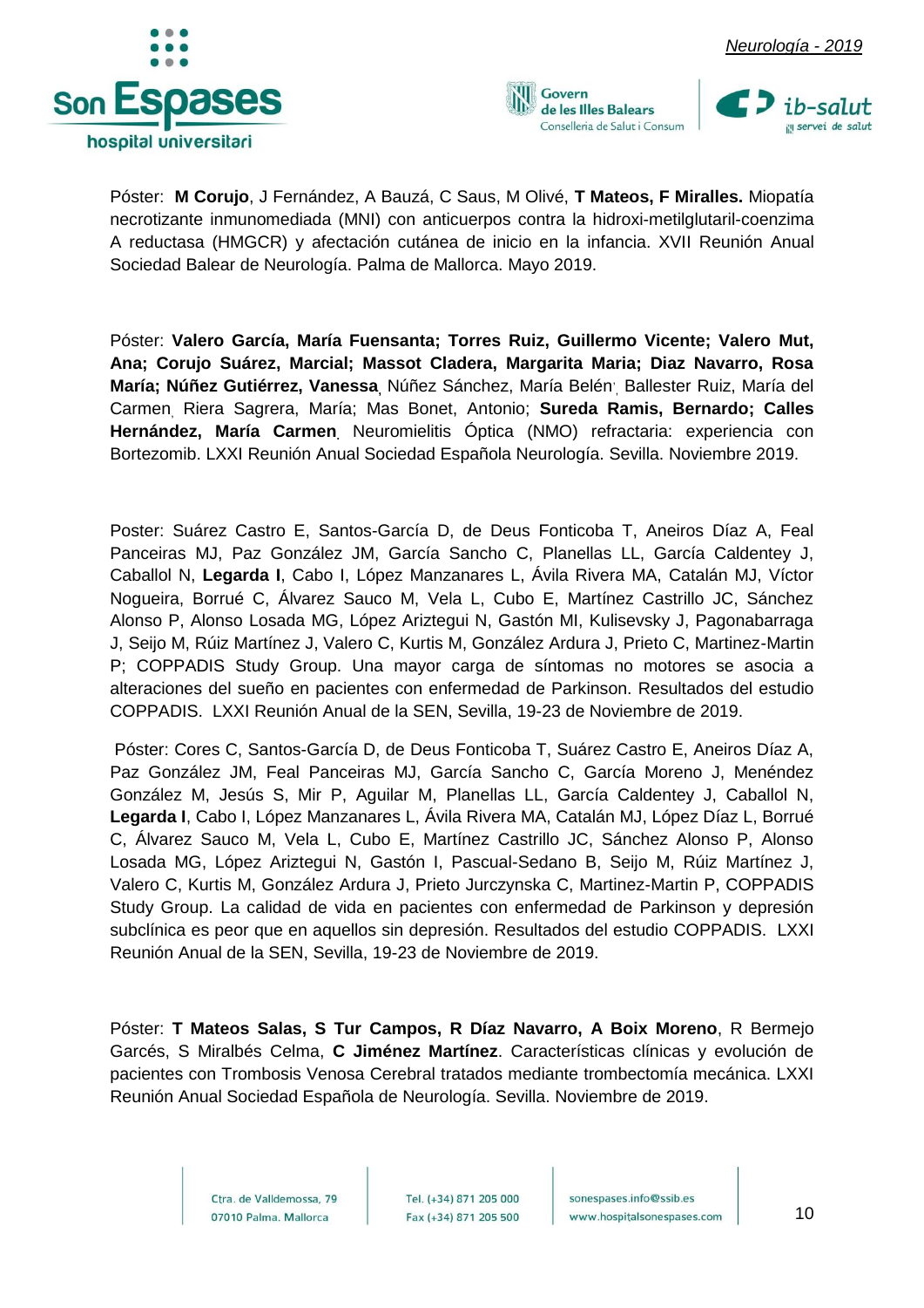Póster: **M Corujo**, J Fernández, A Bauzá, C Saus, M Olivé, **T Mateos, F Miralles.** Miopatía necrotizante inmunomediada (MNI) con anticuerpos contra la hidroxi-metilglutaril-coenzima A reductasa (HMGCR) y afectación cutánea de inicio en la infancia. XVII Reunión Anual Sociedad Balear de Neurología. Palma de Mallorca. Mayo 2019.

Póster: **Valero García, María Fuensanta; Torres Ruiz, Guillermo Vicente; Valero Mut, Ana; Corujo Suárez, Marcial; Massot Cladera, Margarita Maria; Diaz Navarro, Rosa María; Núñez Gutiérrez, Vanessa**, Núñez Sánchez, María Belén, Ballester Ruiz, María del Carmen, Riera Sagrera, María; Mas Bonet, Antonio; **Sureda Ramis, Bernardo; Calles Hernández, María Carmen**. Neuromielitis Óptica (NMO) refractaria: experiencia con Bortezomib. LXXI Reunión Anual Sociedad Española Neurología. Sevilla. Noviembre 2019.

Poster: Suárez Castro E, Santos-García D, de Deus Fonticoba T, Aneiros Díaz A, Feal Panceiras MJ, Paz González JM, García Sancho C, Planellas LL, García Caldentey J, Caballol N, **Legarda I**, Cabo I, López Manzanares L, Ávila Rivera MA, Catalán MJ, Víctor Nogueira, Borrué C, Álvarez Sauco M, Vela L, Cubo E, Martínez Castrillo JC, Sánchez Alonso P, Alonso Losada MG, López Ariztegui N, Gastón MI, Kulisevsky J, Pagonabarraga J, Seijo M, Rúiz Martínez J, Valero C, Kurtis M, González Ardura J, Prieto C, Martinez-Martin P; COPPADIS Study Group. Una mayor carga de síntomas no motores se asocia a alteraciones del sueño en pacientes con enfermedad de Parkinson. Resultados del estudio COPPADIS. LXXI Reunión Anual de la SEN, Sevilla, 19-23 de Noviembre de 2019.

Póster: Cores C, Santos-García D, de Deus Fonticoba T, Suárez Castro E, Aneiros Díaz A, Paz González JM, Feal Panceiras MJ, García Sancho C, García Moreno J, Menéndez González M, Jesús S, Mir P, Aguilar M, Planellas LL, García Caldentey J, Caballol N, **Legarda I**, Cabo I, López Manzanares L, Ávila Rivera MA, Catalán MJ, López Díaz L, Borrué C, Álvarez Sauco M, Vela L, Cubo E, Martínez Castrillo JC, Sánchez Alonso P, Alonso Losada MG, López Ariztegui N, Gastón I, Pascual-Sedano B, Seijo M, Rúiz Martínez J, Valero C, Kurtis M, González Ardura J, Prieto Jurczynska C, Martinez-Martin P, COPPADIS Study Group. La calidad de vida en pacientes con enfermedad de Parkinson y depresión subclínica es peor que en aquellos sin depresión. Resultados del estudio COPPADIS. LXXI Reunión Anual de la SEN, Sevilla, 19-23 de Noviembre de 2019.

Póster: **T Mateos Salas, S Tur Campos, R Díaz Navarro, A Boix Moreno**, R Bermejo Garcés, S Miralbés Celma, **C Jiménez Martínez**. Características clínicas y evolución de pacientes con Trombosis Venosa Cerebral tratados mediante trombectomía mecánica. LXXI Reunión Anual Sociedad Española de Neurología. Sevilla. Noviembre de 2019.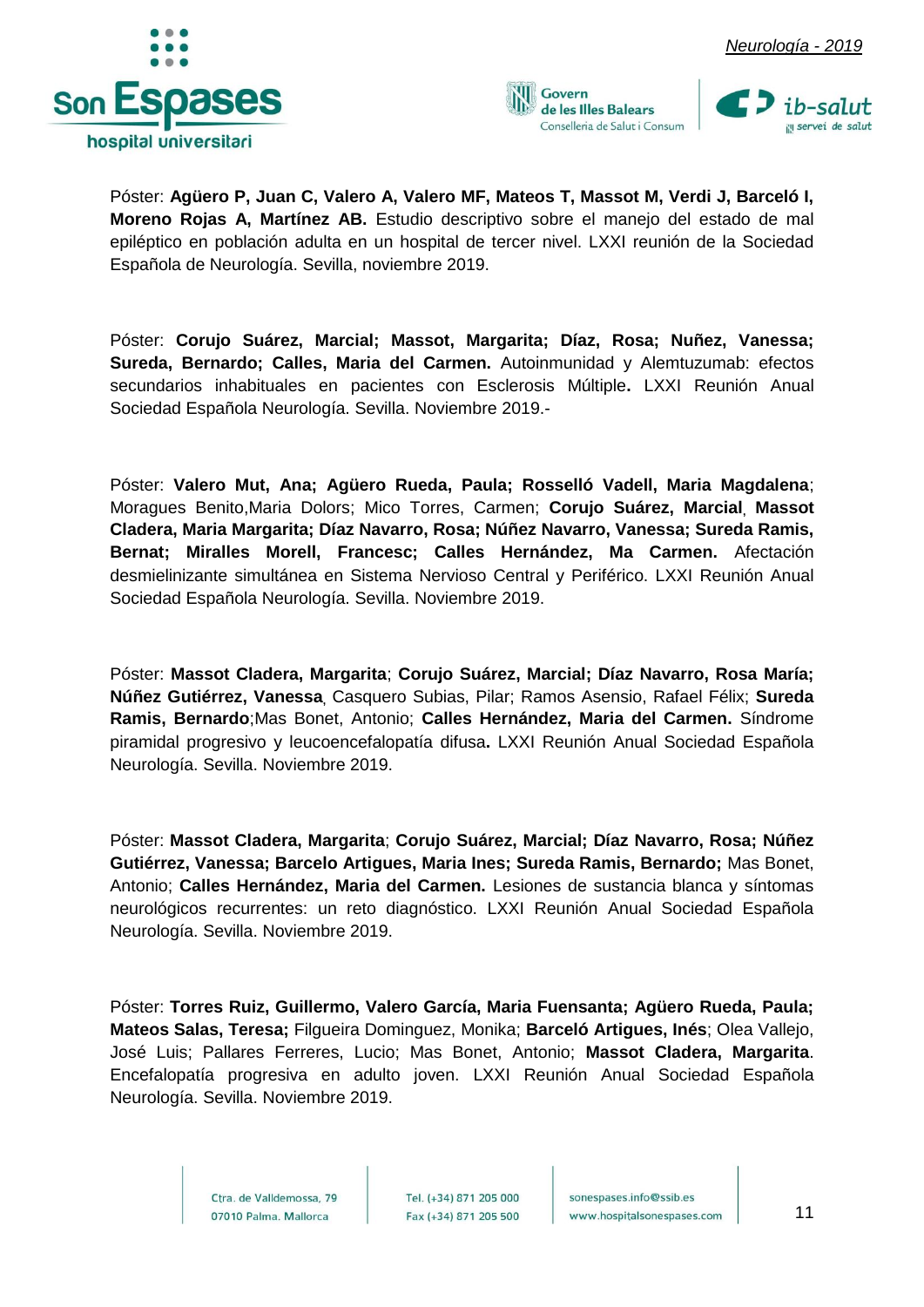Póster: **Agüero P, Juan C, Valero A, Valero MF, Mateos T, Massot M, Verdi J, Barceló I, Moreno Rojas A, Martínez AB.** Estudio descriptivo sobre el manejo del estado de mal epiléptico en población adulta en un hospital de tercer nivel. LXXI reunión de la Sociedad Española de Neurología. Sevilla, noviembre 2019.

Póster: **Corujo Suárez, Marcial; Massot, Margarita; Díaz, Rosa; Nuñez, Vanessa; Sureda, Bernardo; Calles, Maria del Carmen.** Autoinmunidad y Alemtuzumab: efectos secundarios inhabituales en pacientes con Esclerosis Múltiple**.** LXXI Reunión Anual Sociedad Española Neurología. Sevilla. Noviembre 2019.-

Póster: **Valero Mut, Ana; Agüero Rueda, Paula; Rosselló Vadell, Maria Magdalena**; Moragues Benito,Maria Dolors; Mico Torres, Carmen; **Corujo Suárez, Marcial**, **Massot Cladera, Maria Margarita; Díaz Navarro, Rosa; Núñez Navarro, Vanessa; Sureda Ramis, Bernat; Miralles Morell, Francesc; Calles Hernández, Ma Carmen.** Afectación desmielinizante simultánea en Sistema Nervioso Central y Periférico. LXXI Reunión Anual Sociedad Española Neurología. Sevilla. Noviembre 2019.

Póster: **Massot Cladera, Margarita**; **Corujo Suárez, Marcial; Díaz Navarro, Rosa María; Núñez Gutiérrez, Vanessa**, Casquero Subias, Pilar; Ramos Asensio, Rafael Félix; **Sureda Ramis, Bernardo**;Mas Bonet, Antonio; **Calles Hernández, Maria del Carmen.** Síndrome piramidal progresivo y leucoencefalopatía difusa**.** LXXI Reunión Anual Sociedad Española Neurología. Sevilla. Noviembre 2019.

Póster: **Massot Cladera, Margarita**; **Corujo Suárez, Marcial; Díaz Navarro, Rosa; Núñez Gutiérrez, Vanessa; Barcelo Artigues, Maria Ines; Sureda Ramis, Bernardo;** Mas Bonet, Antonio; **Calles Hernández, Maria del Carmen.** Lesiones de sustancia blanca y síntomas neurológicos recurrentes: un reto diagnóstico. LXXI Reunión Anual Sociedad Española Neurología. Sevilla. Noviembre 2019.

Póster: **Torres Ruiz, Guillermo, Valero García, Maria Fuensanta; Agüero Rueda, Paula; Mateos Salas, Teresa;** Filgueira Dominguez, Monika; **Barceló Artigues, Inés**; Olea Vallejo, José Luis; Pallares Ferreres, Lucio; Mas Bonet, Antonio; **Massot Cladera, Margarita**. Encefalopatía progresiva en adulto joven. LXXI Reunión Anual Sociedad Española Neurología. Sevilla. Noviembre 2019.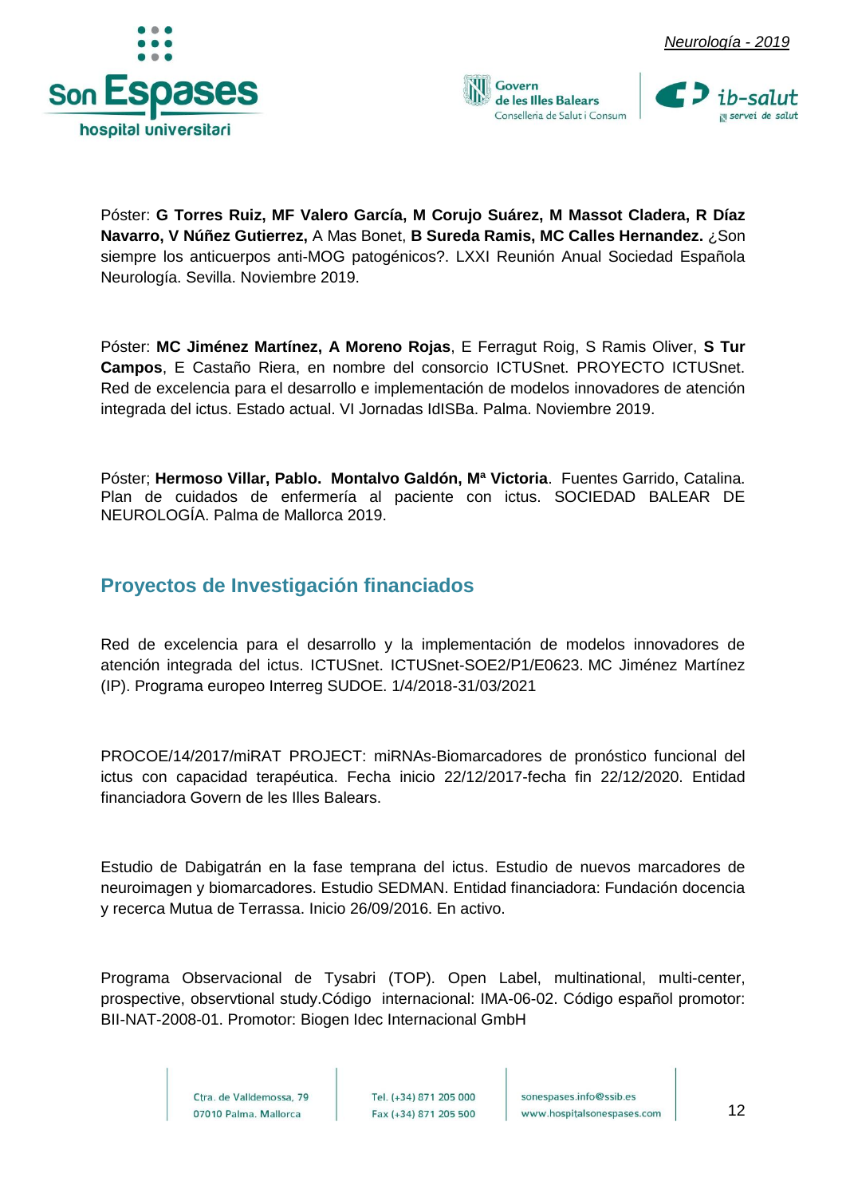Póster: **G Torres Ruiz, MF Valero García, M Corujo Suárez, M Massot Cladera, R Díaz Navarro, V Núñez Gutierrez,** A Mas Bonet, **B Sureda Ramis, MC Calles Hernandez.** ¿Son siempre los anticuerpos anti-MOG patogénicos?. LXXI Reunión Anual Sociedad Española Neurología. Sevilla. Noviembre 2019.

Póster: **MC Jiménez Martínez, A Moreno Rojas**, E Ferragut Roig, S Ramis Oliver, **S Tur Campos**, E Castaño Riera, en nombre del consorcio ICTUSnet. PROYECTO ICTUSnet. Red de excelencia para el desarrollo e implementación de modelos innovadores de atención integrada del ictus. Estado actual. VI Jornadas IdISBa. Palma. Noviembre 2019.

Póster; **Hermoso Villar, Pablo. Montalvo Galdón, Mª Victoria**. Fuentes Garrido, Catalina. Plan de cuidados de enfermería al paciente con ictus. SOCIEDAD BALEAR DE NEUROLOGÍA. Palma de Mallorca 2019.

## Proyectos de Investigación financiados

Red de excelencia para el desarrollo y la implementación de modelos innovadores de atención integrada del ictus. ICTUSnet. ICTUSnet-SOE2/P1/E0623. MC Jiménez Martínez (IP). Programa europeo Interreg SUDOE. 1/4/2018-31/03/2021

PROCOE/14/2017/miRAT PROJECT: miRNAs-Biomarcadores de pronóstico funcional del ictus con capacidad terapéutica. Fecha inicio 22/12/2017-fecha fin 22/12/2020. Entidad financiadora Govern de les Illes Balears.

Estudio de Dabigatrán en la fase temprana del ictus. Estudio de nuevos marcadores de neuroimagen y biomarcadores. Estudio SEDMAN. Entidad financiadora: Fundación docencia y recerca Mutua de Terrassa. Inicio 26/09/2016. En activo.

Programa Observacional de Tysabri (TOP). Open Label, multinational, multi-center, prospective, observtional study.Código internacional: IMA-06-02. Código español promotor: BII-NAT-2008-01. Promotor: Biogen Idec Internacional GmbH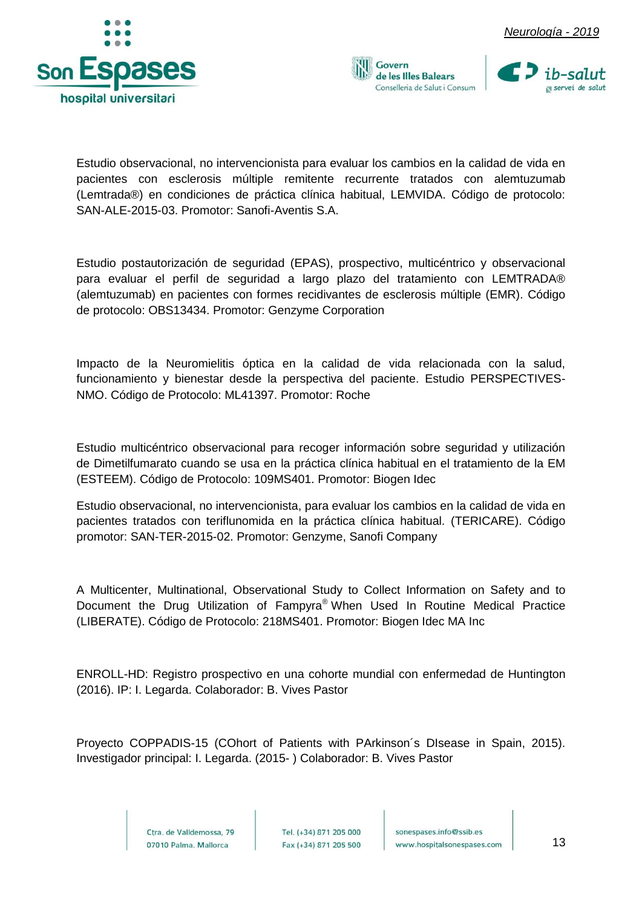Estudio observacional, no intervencionista para evaluar los cambios en la calidad de vida en pacientes con esclerosis múltiple remitente recurrente tratados con alemtuzumab (Lemtrada®) en condiciones de práctica clínica habitual, LEMVIDA. Código de protocolo: SAN-ALE-2015-03. Promotor: Sanofi-Aventis S.A.

Estudio postautorización de seguridad (EPAS), prospectivo, multicéntrico y observacional para evaluar el perfil de seguridad a largo plazo del tratamiento con LEMTRADA® (alemtuzumab) en pacientes con formes recidivantes de esclerosis múltiple (EMR). Código de protocolo: OBS13434. Promotor: Genzyme Corporation

Impacto de la Neuromielitis óptica en la calidad de vida relacionada con la salud, funcionamiento y bienestar desde la perspectiva del paciente. Estudio PERSPECTIVES-NMO. Código de Protocolo: ML41397. Promotor: Roche

Estudio multicéntrico observacional para recoger información sobre seguridad y utilización de Dimetilfumarato cuando se usa en la práctica clínica habitual en el tratamiento de la EM (ESTEEM). Código de Protocolo: 109MS401. Promotor: Biogen Idec

Estudio observacional, no intervencionista, para evaluar los cambios en la calidad de vida en pacientes tratados con teriflunomida en la práctica clínica habitual. (TERICARE). Código promotor: SAN-TER-2015-02. Promotor: Genzyme, Sanofi Company

A Multicenter, Multinational, Observational Study to Collect Information on Safety and to Document the Drug Utilization of Fampyra® When Used In Routine Medical Practice (LIBERATE). Código de Protocolo: 218MS401. Promotor: Biogen Idec MA Inc

ENROLL-HD: Registro prospectivo en una cohorte mundial con enfermedad de Huntington (2016). IP: I. Legarda. Colaborador: B. Vives Pastor

Proyecto COPPADIS-15 (COhort of Patients with PArkinson´s DIsease in Spain, 2015). Investigador principal: I. Legarda. (2015- ) Colaborador: B. Vives Pastor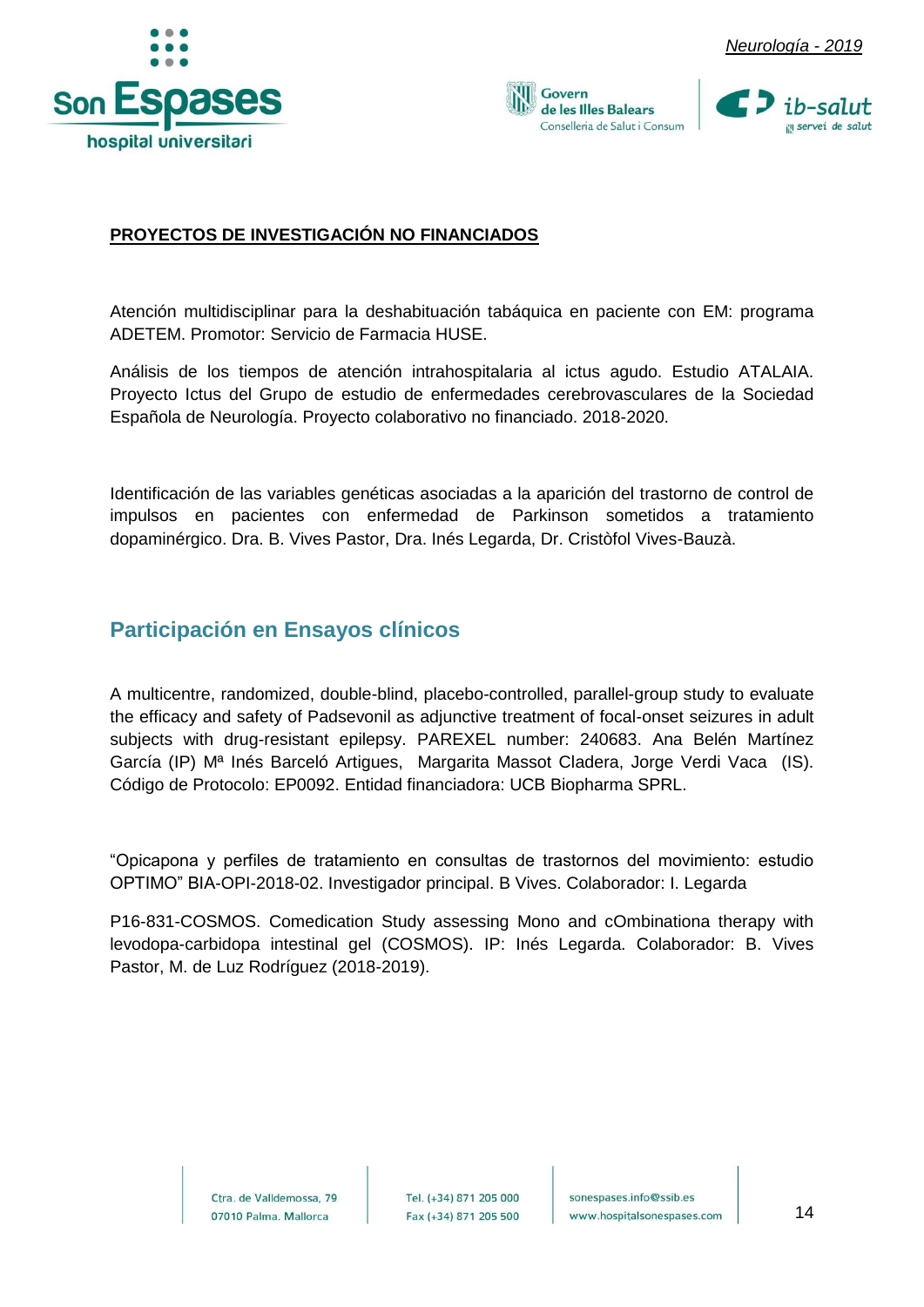**PROYECTOS DE INVESTIGACIÓN NO FINANCIADOS**

Atención multidisciplinar para la deshabituación tabáquica en paciente con EM: programa ADETEM. Promotor: Servicio de Farmacia HUSE.

Análisis de los tiempos de atención intrahospitalaria al ictus agudo. Estudio ATALAIA. Proyecto Ictus del Grupo de estudio de enfermedades cerebrovasculares de la Sociedad Española de Neurología. Proyecto colaborativo no financiado. 2018-2020.

Identificación de las variables genéticas asociadas a la aparición del trastorno de control de impulsos en pacientes con enfermedad de Parkinson sometidos a tratamiento dopaminérgico. Dra. B. Vives Pastor, Dra. Inés Legarda, Dr. Cristòfol Vives-Bauzà.

## Participación en Ensayos clínicos

A multicentre, randomized, double-blind, placebo-controlled, parallel-group study to evaluate the efficacy and safety of Padsevonil as adjunctive treatment of focal-onset seizures in adult subjects with drug-resistant epilepsy. PAREXEL number: 240683. Ana Belén Martínez García (IP) Mª Inés Barceló Artigues, Margarita Massot Cladera, Jorge Verdi Vaca (IS). Código de Protocolo: EP0092. Entidad financiadora: UCB Biopharma SPRL.

"Opicapona y perfiles de tratamiento en consultas de trastornos del movimiento: estudio OPTIMO" BIA-OPI-2018-02. Investigador principal. B Vives. Colaborador: I. Legarda

P16-831-COSMOS. Comedication Study assessing Mono and cOmbinationa therapy with levodopa-carbidopa intestinal gel (COSMOS). IP: Inés Legarda. Colaborador: B. Vives Pastor, M. de Luz Rodríguez (2018-2019).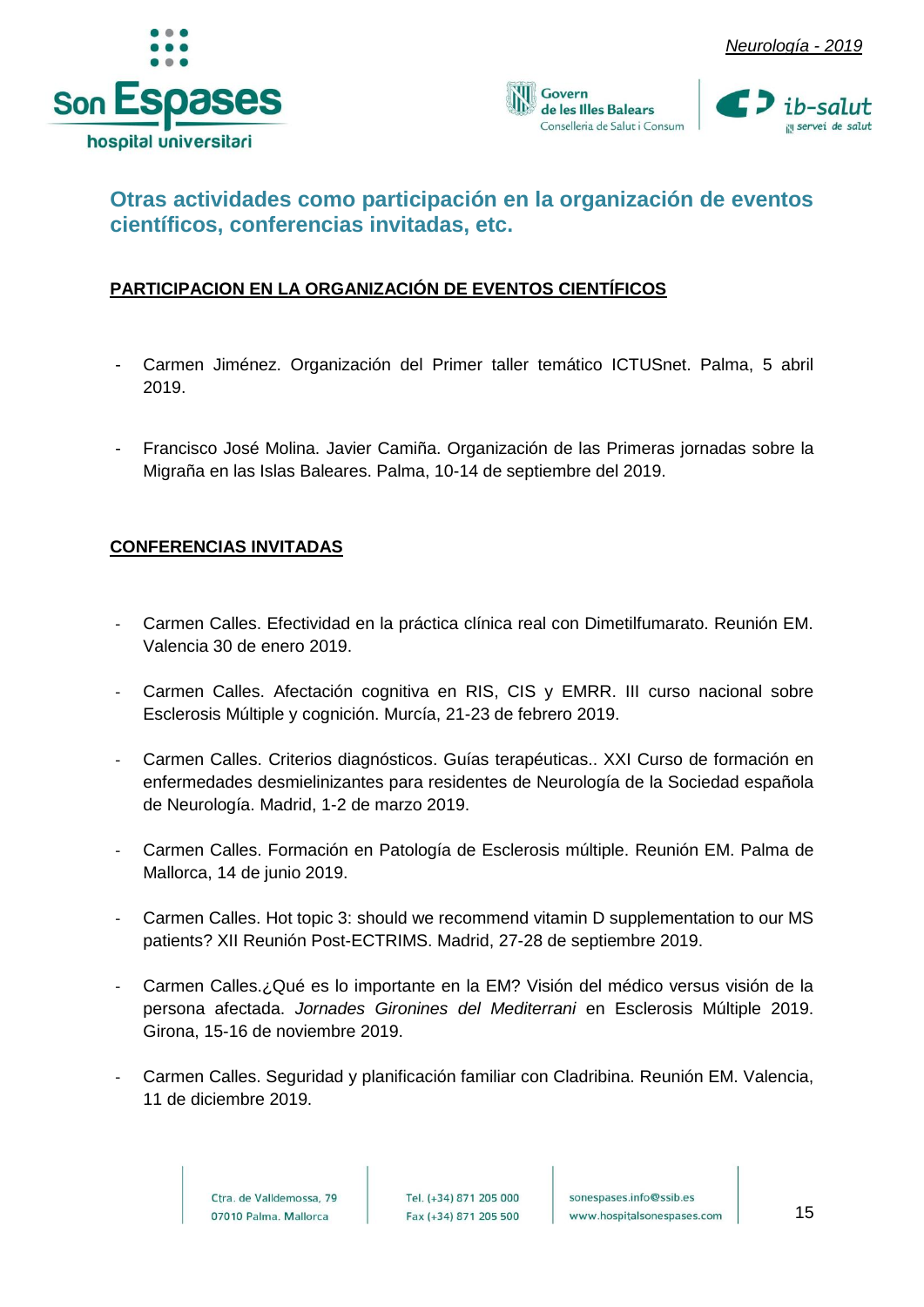## Otras actividades como participación en la organización de eventos científicos, conferencias invitadas, etc.

**PARTICIPACION EN LA ORGANIZACIÓN DE EVENTOS CIENTÍFICOS**

- Carmen Jiménez. Organización del Primer taller temático ICTUSnet. Palma, 5 abril 2019.

- Francisco José Molina. Javier Camiña. Organización de las Primeras jornadas sobre la Migraña en las Islas Baleares. Palma, 10-14 de septiembre del 2019.

**CONFERENCIAS INVITADAS**

- Carmen Calles. Efectividad en la práctica clínica real con Dimetilfumarato. Reunión EM. Valencia 30 de enero 2019.
- Carmen Calles. Afectación cognitiva en RIS, CIS y EMRR. III curso nacional sobre Esclerosis Múltiple y cognición. Murcía, 21-23 de febrero 2019.
- Carmen Calles. Criterios diagnósticos. Guías terapéuticas.. XXI Curso de formación en enfermedades desmielinizantes para residentes de Neurología de la Sociedad española de Neurología. Madrid, 1-2 de marzo 2019.
- Carmen Calles. Formación en Patología de Esclerosis múltiple. Reunión EM. Palma de Mallorca, 14 de junio 2019.
- Carmen Calles. Hot topic 3: should we recommend vitamin D supplementation to our MS patients? XII Reunión Post-ECTRIMS. Madrid, 27-28 de septiembre 2019.
- Carmen Calles.¿Qué es lo importante en la EM? Visión del médico versus visión de la persona afectada. *Jornades Gironines del Mediterrani* en Esclerosis Múltiple 2019. Girona, 15-16 de noviembre 2019.
- Carmen Calles. Seguridad y planificación familiar con Cladribina. Reunión EM. Valencia, 11 de diciembre 2019.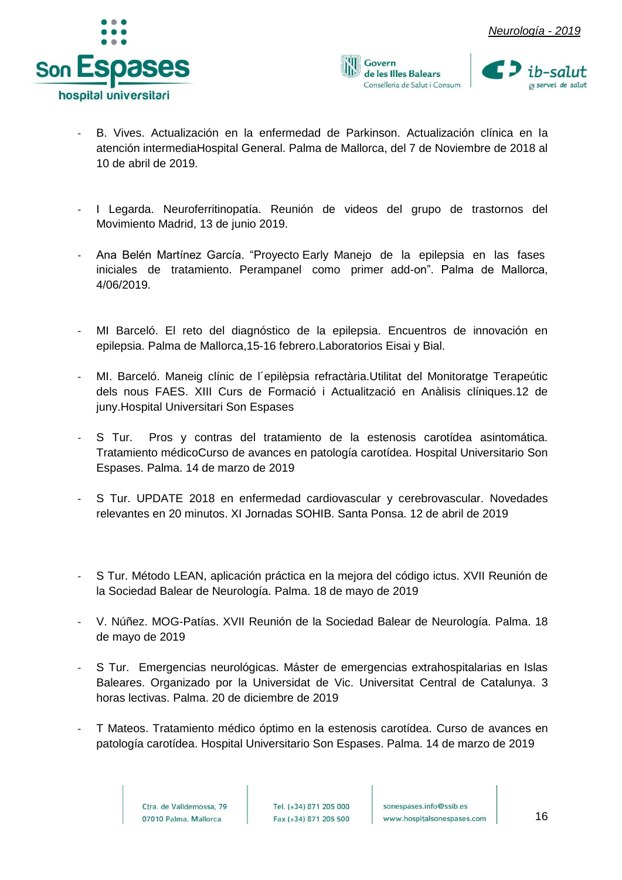- B. Vives. Actualización en la enfermedad de Parkinson. Actualización clínica en la atención intermediaHospital General. Palma de Mallorca, del 7 de Noviembre de 2018 al 10 de abril de 2019.

- I Legarda. Neuroferritinopatía. Reunión de videos del grupo de trastornos del Movimiento Madrid, 13 de junio 2019.

- Ana Belén Martínez García. "Proyecto Early Manejo de la epilepsia en las fases iniciales de tratamiento. Perampanel como primer add-on". Palma de Mallorca, 4/06/2019.

- MI Barceló. El reto del diagnóstico de la epilepsia. Encuentros de innovación en epilepsia. Palma de Mallorca,15-16 febrero.Laboratorios Eisai y Bial.

- MI. Barceló. Maneig clínic de l´epilèpsia refractària.Utilitat del Monitoratge Terapeútic dels nous FAES. XIII Curs de Formació i Actualització en Anàlisis clíniques.12 de juny.Hospital Universitari Son Espases

- S Tur. Pros y contras del tratamiento de la estenosis carotídea asintomática. Tratamiento médicoCurso de avances en patología carotídea. Hospital Universitario Son Espases. Palma. 14 de marzo de 2019

- S Tur. UPDATE 2018 en enfermedad cardiovascular y cerebrovascular. Novedades relevantes en 20 minutos. XI Jornadas SOHIB. Santa Ponsa. 12 de abril de 2019

- S Tur. Método LEAN, aplicación práctica en la mejora del código ictus. XVII Reunión de la Sociedad Balear de Neurología. Palma. 18 de mayo de 2019

- V. Núñez. MOG-Patías. XVII Reunión de la Sociedad Balear de Neurología. Palma. 18 de mayo de 2019

- S Tur. Emergencias neurológicas. Máster de emergencias extrahospitalarias en Islas Baleares. Organizado por la Universidat de Vic. Universitat Central de Catalunya. 3 horas lectivas. Palma. 20 de diciembre de 2019

- T Mateos. Tratamiento médico óptimo en la estenosis carotídea. Curso de avances en patología carotídea. Hospital Universitario Son Espases. Palma. 14 de marzo de 2019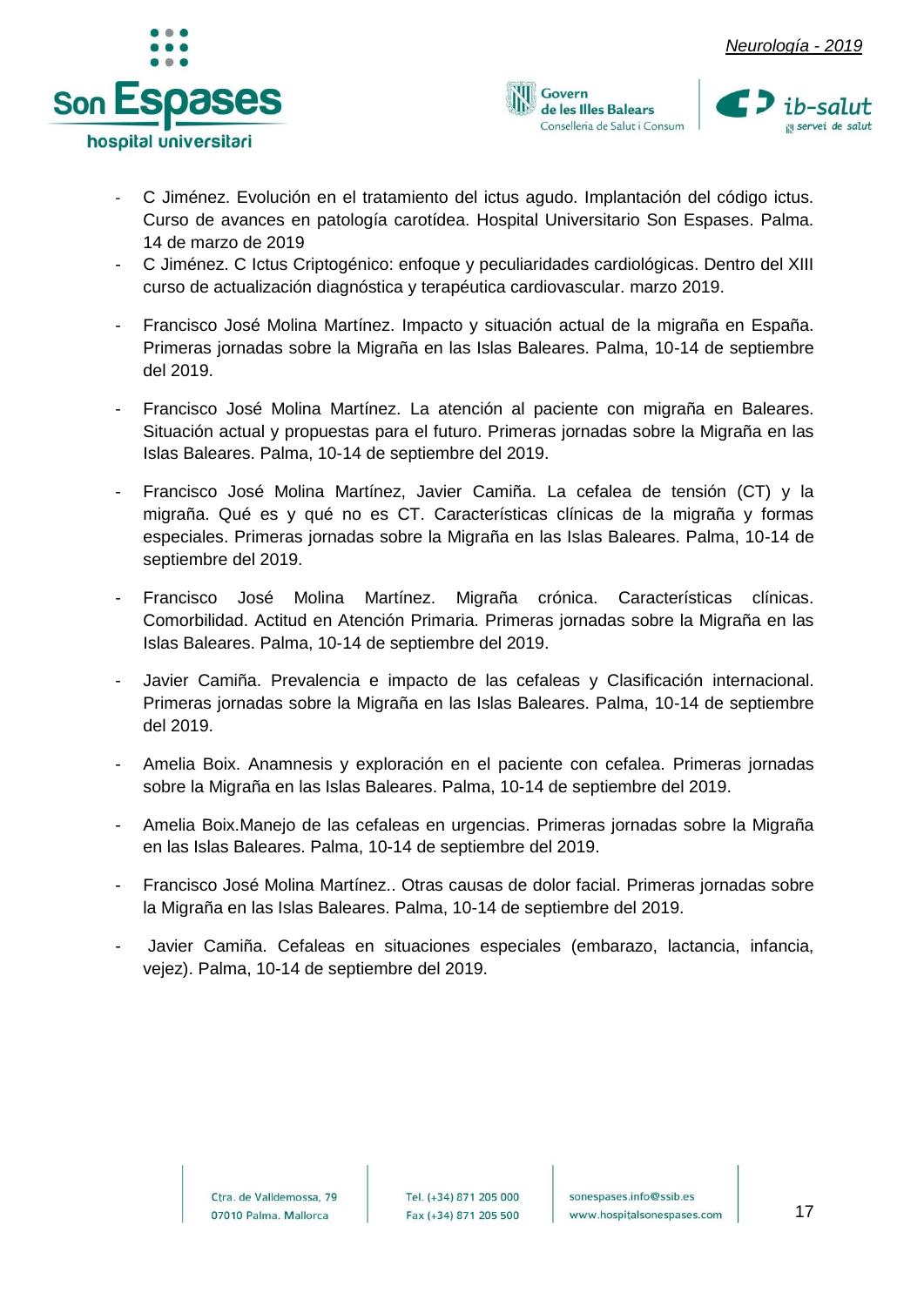- C Jiménez. Evolución en el tratamiento del ictus agudo. Implantación del código ictus. Curso de avances en patología carotídea. Hospital Universitario Son Espases. Palma. 14 de marzo de 2019
- C Jiménez. C Ictus Criptogénico: enfoque y peculiaridades cardiológicas. Dentro del XIII curso de actualización diagnóstica y terapéutica cardiovascular. marzo 2019.

- Francisco José Molina Martínez. Impacto y situación actual de la migraña en España. Primeras jornadas sobre la Migraña en las Islas Baleares. Palma, 10-14 de septiembre del 2019.

- Francisco José Molina Martínez. La atención al paciente con migraña en Baleares. Situación actual y propuestas para el futuro. Primeras jornadas sobre la Migraña en las Islas Baleares. Palma, 10-14 de septiembre del 2019.

- Francisco José Molina Martínez, Javier Camiña. La cefalea de tensión (CT) y la migraña. Qué es y qué no es CT. Características clínicas de la migraña y formas especiales. Primeras jornadas sobre la Migraña en las Islas Baleares. Palma, 10-14 de septiembre del 2019.

- Francisco José Molina Martínez. Migraña crónica. Características clínicas. Comorbilidad. Actitud en Atención Primaria. Primeras jornadas sobre la Migraña en las Islas Baleares. Palma, 10-14 de septiembre del 2019.

- Javier Camiña. Prevalencia e impacto de las cefaleas y Clasificación internacional. Primeras jornadas sobre la Migraña en las Islas Baleares. Palma, 10-14 de septiembre del 2019.

- Amelia Boix. Anamnesis y exploración en el paciente con cefalea. Primeras jornadas sobre la Migraña en las Islas Baleares. Palma, 10-14 de septiembre del 2019.

- Amelia Boix.Manejo de las cefaleas en urgencias. Primeras jornadas sobre la Migraña en las Islas Baleares. Palma, 10-14 de septiembre del 2019.

- Francisco José Molina Martínez.. Otras causas de dolor facial. Primeras jornadas sobre la Migraña en las Islas Baleares. Palma, 10-14 de septiembre del 2019.

- Javier Camiña. Cefaleas en situaciones especiales (embarazo, lactancia, infancia, vejez). Palma, 10-14 de septiembre del 2019.